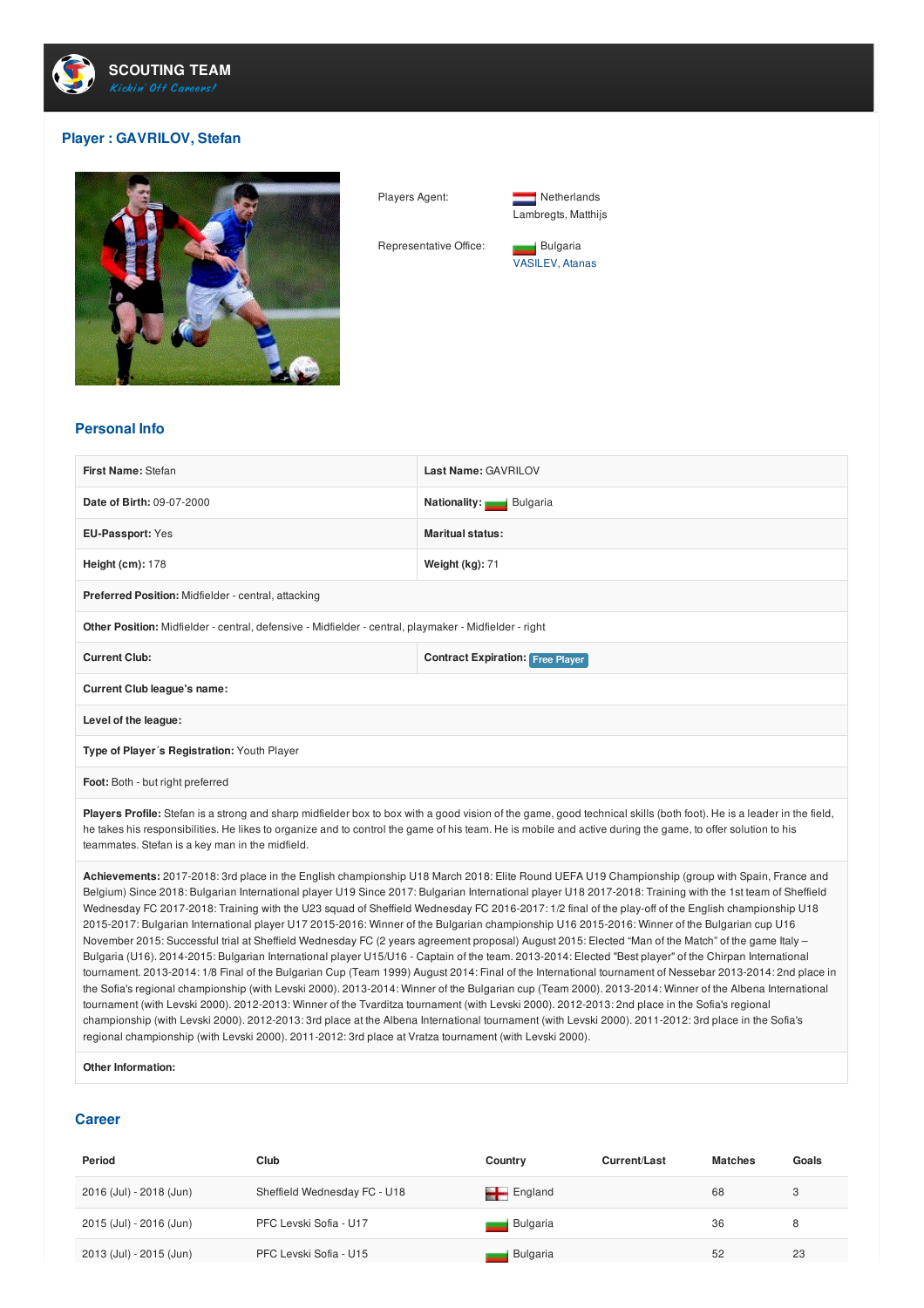# SCOUTING TEAM

*Kickin' Off Careers!*

## Player : GAVRILOV, Stefan

| | |
|---|---|
| Players Agent: | Netherlands<br>Lambregts, Matthijs |
| Representative Office: | Bulgaria<br>VASILEV, Atanas |

### Personal Info

| | |
|---|---|
| **First Name:** Stefan | **Last Name:** GAVRILOV |
| **Date of Birth:** 09-07-2000 | **Nationality:** Bulgaria |
| **EU-Passport:** Yes | **Marital status:** |
| **Height (cm):** 178 | **Weight (kg):** 71 |
| **Preferred Position:** Midfielder - central, attacking | |
| **Other Position:** Midfielder - central, defensive - Midfielder - central, playmaker - Midfielder - right | |
| **Current Club:** | **Contract Expiration:** Free Player |
| **Current Club league's name:** | |
| **Level of the league:** | |
| **Type of Player´s Registration:** Youth Player | |
| **Foot:** Both - but right preferred | |

**Players Profile:** Stefan is a strong and sharp midfielder box to box with a good vision of the game, good technical skills (both foot). He is a leader in the field, he takes his responsibilities. He likes to organize and to control the game of his team. He is mobile and active during the game, to offer solution to his teammates. Stefan is a key man in the midfield.

**Achievements:** 2017-2018: 3rd place in the English championship U18 March 2018: Elite Round UEFA U19 Championship (group with Spain, France and Belgium) Since 2018: Bulgarian International player U19 Since 2017: Bulgarian International player U18 2017-2018: Training with the 1st team of Sheffield Wednesday FC 2017-2018: Training with the U23 squad of Sheffield Wednesday FC 2016-2017: 1/2 final of the play-off of the English championship U18 2015-2017: Bulgarian International player U17 2015-2016: Winner of the Bulgarian championship U16 2015-2016: Winner of the Bulgarian cup U16 November 2015: Successful trial at Sheffield Wednesday FC (2 years agreement proposal) August 2015: Elected "Man of the Match" of the game Italy – Bulgaria (U16). 2014-2015: Bulgarian International player U15/U16 - Captain of the team. 2013-2014: Elected "Best player" of the Chirpan International tournament. 2013-2014: 1/8 Final of the Bulgarian Cup (Team 1999) August 2014: Final of the International tournament of Nessebar 2013-2014: 2nd place in the Sofia's regional championship (with Levski 2000). 2013-2014: Winner of the Bulgarian cup (Team 2000). 2013-2014: Winner of the Albena International tournament (with Levski 2000). 2012-2013: Winner of the Tvarditza tournament (with Levski 2000). 2012-2013: 2nd place in the Sofia's regional championship (with Levski 2000). 2012-2013: 3rd place at the Albena International tournament (with Levski 2000). 2011-2012: 3rd place in the Sofia's regional championship (with Levski 2000). 2011-2012: 3rd place at Vratza tournament (with Levski 2000).

**Other Information:**

### Career

| Period | Club | Country | Current/Last | Matches | Goals |
|---|---|---|---|---|---|
| 2016 (Jul) - 2018 (Jun) | Sheffield Wednesday FC - U18 | England | | 68 | 3 |
| 2015 (Jul) - 2016 (Jun) | PFC Levski Sofia - U17 | Bulgaria | | 36 | 8 |
| 2013 (Jul) - 2015 (Jun) | PFC Levski Sofia - U15 | Bulgaria | | 52 | 23 |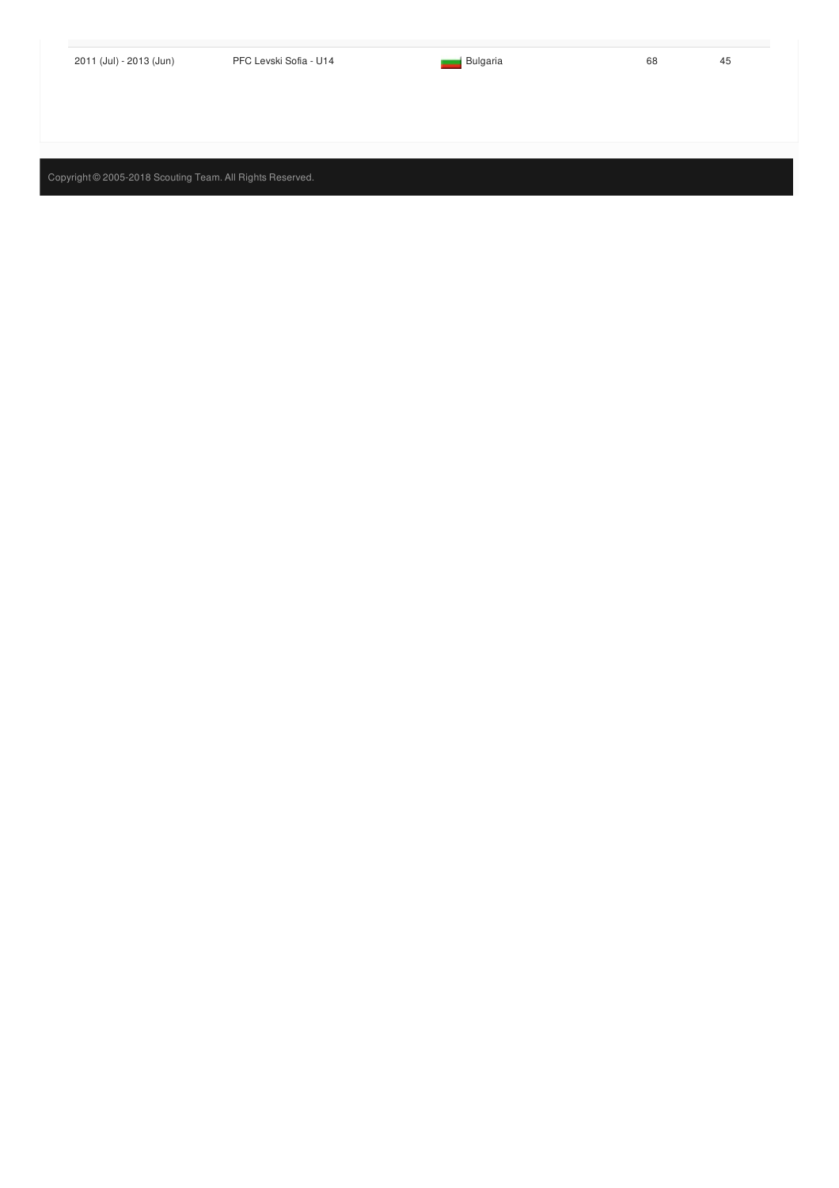| | | | | |
|---|---|---|---|---|
| 2011 (Jul) - 2013 (Jun) | PFC Levski Sofia - U14 | Bulgaria | 68 | 45 |

Copyright © 2005-2018 Scouting Team. All Rights Reserved.